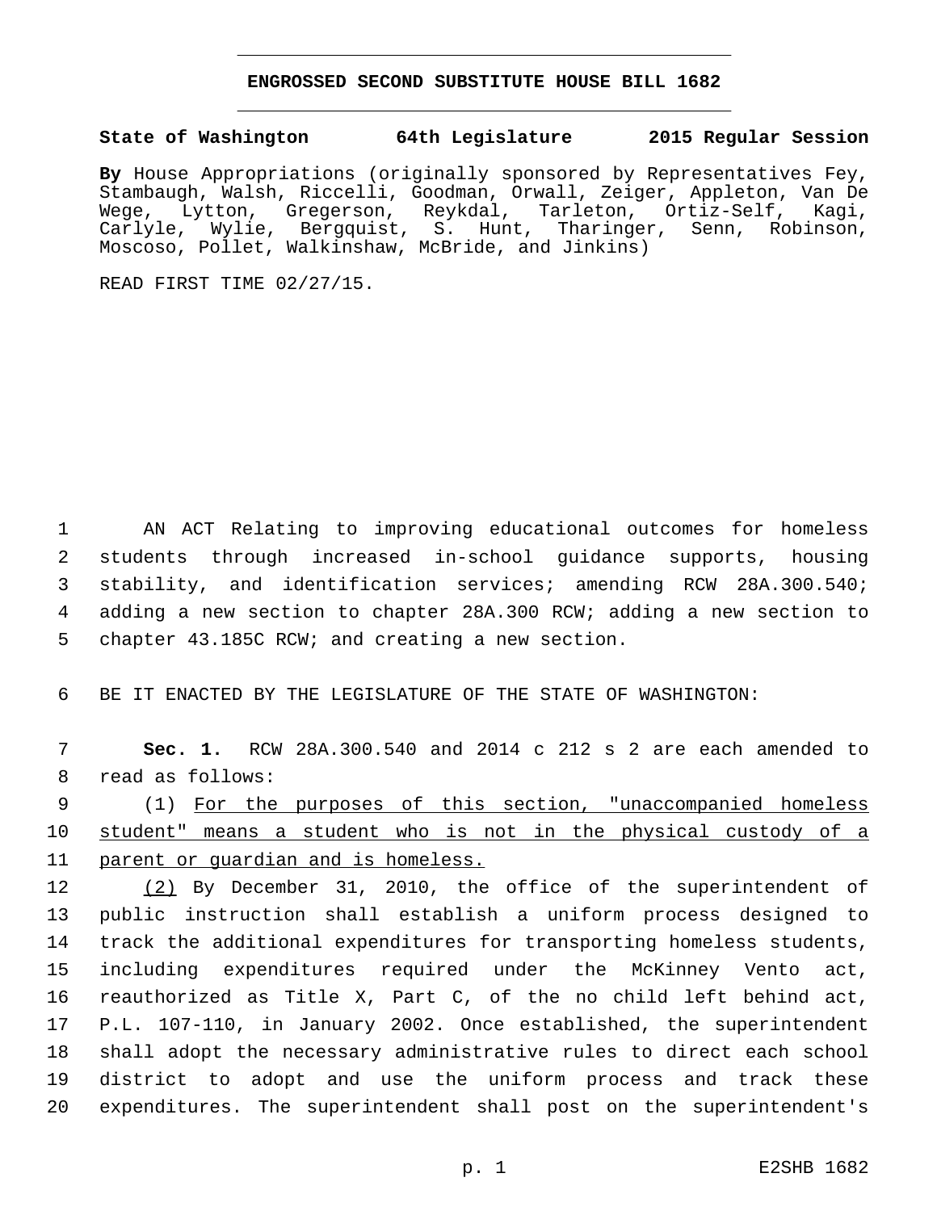# ENGROSSED SECOND SUBSTITUTE HOUSE BILL 1682

**State of Washington 64th Legislature 2015 Regular Session**

**By** House Appropriations (originally sponsored by Representatives Fey, Stambaugh, Walsh, Riccelli, Goodman, Orwall, Zeiger, Appleton, Van De Wege, Lytton, Gregerson, Reykdal, Tarleton, Ortiz-Self, Kagi, Carlyle, Wylie, Bergquist, S. Hunt, Tharinger, Senn, Robinson, Moscoso, Pollet, Walkinshaw, McBride, and Jinkins)

READ FIRST TIME 02/27/15.

AN ACT Relating to improving educational outcomes for homeless students through increased in-school guidance supports, housing stability, and identification services; amending RCW 28A.300.540; adding a new section to chapter 28A.300 RCW; adding a new section to chapter 43.185C RCW; and creating a new section.

BE IT ENACTED BY THE LEGISLATURE OF THE STATE OF WASHINGTON:

**Sec. 1.** RCW 28A.300.540 and 2014 c 212 s 2 are each amended to read as follows:

(1) For the purposes of this section, "unaccompanied homeless student" means a student who is not in the physical custody of a parent or guardian and is homeless.

(2) By December 31, 2010, the office of the superintendent of public instruction shall establish a uniform process designed to track the additional expenditures for transporting homeless students, including expenditures required under the McKinney Vento act, reauthorized as Title X, Part C, of the no child left behind act, P.L. 107-110, in January 2002. Once established, the superintendent shall adopt the necessary administrative rules to direct each school district to adopt and use the uniform process and track these expenditures. The superintendent shall post on the superintendent's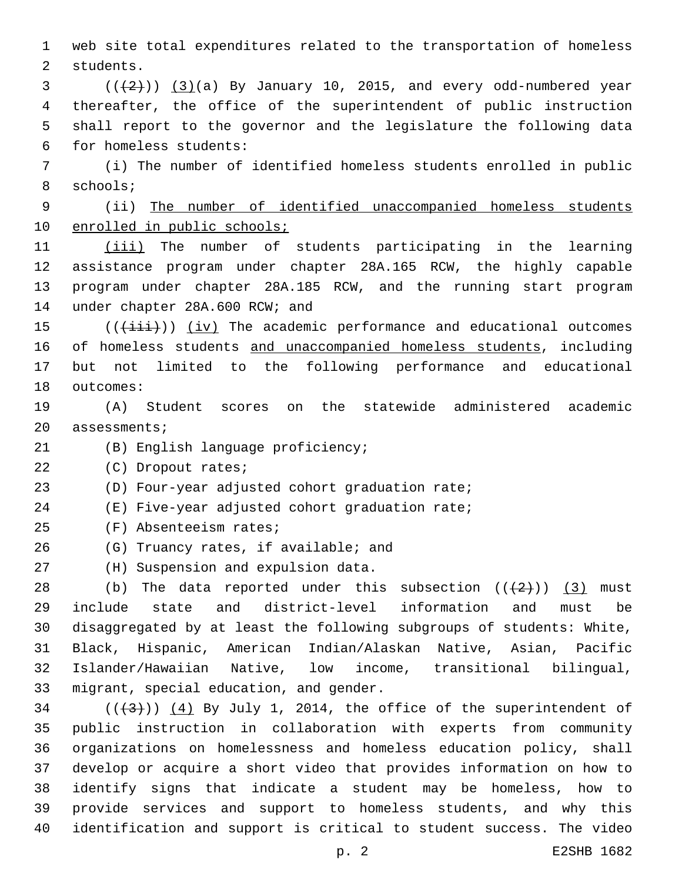web site total expenditures related to the transportation of homeless students.

((~~(2)~~)) <u>(3)</u>(a) By January 10, 2015, and every odd-numbered year thereafter, the office of the superintendent of public instruction shall report to the governor and the legislature the following data for homeless students:

(i) The number of identified homeless students enrolled in public schools;

(ii) <u>The number of identified unaccompanied homeless students enrolled in public schools;</u>

<u>(iii)</u> The number of students participating in the learning assistance program under chapter 28A.165 RCW, the highly capable program under chapter 28A.185 RCW, and the running start program under chapter 28A.600 RCW; and

((~~(iii)~~)) <u>(iv)</u> The academic performance and educational outcomes of homeless students <u>and unaccompanied homeless students</u>, including but not limited to the following performance and educational outcomes:

(A) Student scores on the statewide administered academic assessments;

(B) English language proficiency;

(C) Dropout rates;

(D) Four-year adjusted cohort graduation rate;

(E) Five-year adjusted cohort graduation rate;

(F) Absenteeism rates;

(G) Truancy rates, if available; and

(H) Suspension and expulsion data.

(b) The data reported under this subsection ((~~(2)~~)) <u>(3)</u> must include state and district-level information and must be disaggregated by at least the following subgroups of students: White, Black, Hispanic, American Indian/Alaskan Native, Asian, Pacific Islander/Hawaiian Native, low income, transitional bilingual, migrant, special education, and gender.

((~~(3)~~)) <u>(4)</u> By July 1, 2014, the office of the superintendent of public instruction in collaboration with experts from community organizations on homelessness and homeless education policy, shall develop or acquire a short video that provides information on how to identify signs that indicate a student may be homeless, how to provide services and support to homeless students, and why this identification and support is critical to student success. The video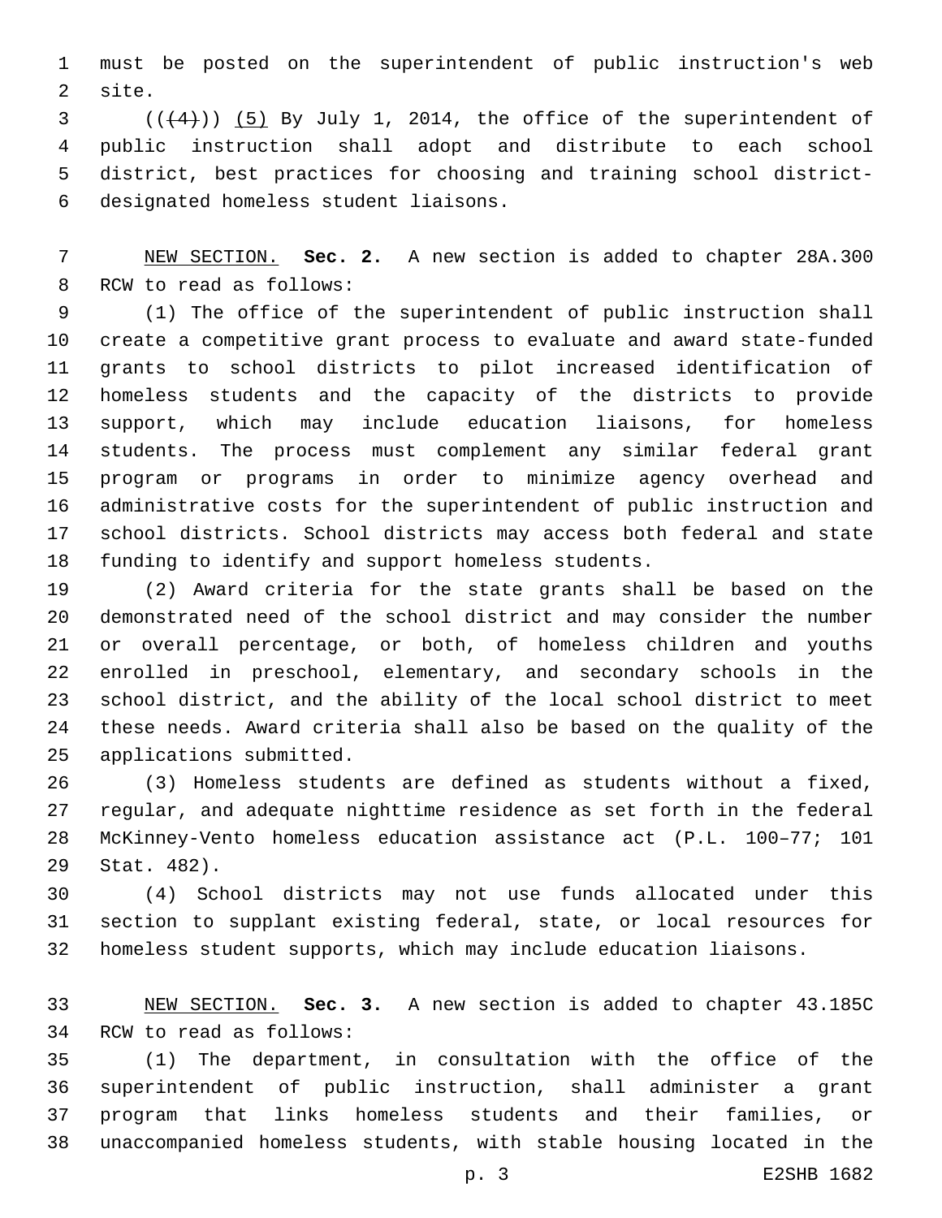must be posted on the superintendent of public instruction's web site.

(((4))) (5) By July 1, 2014, the office of the superintendent of public instruction shall adopt and distribute to each school district, best practices for choosing and training school district-designated homeless student liaisons.

NEW SECTION. **Sec. 2.** A new section is added to chapter 28A.300 RCW to read as follows:

(1) The office of the superintendent of public instruction shall create a competitive grant process to evaluate and award state-funded grants to school districts to pilot increased identification of homeless students and the capacity of the districts to provide support, which may include education liaisons, for homeless students. The process must complement any similar federal grant program or programs in order to minimize agency overhead and administrative costs for the superintendent of public instruction and school districts. School districts may access both federal and state funding to identify and support homeless students.

(2) Award criteria for the state grants shall be based on the demonstrated need of the school district and may consider the number or overall percentage, or both, of homeless children and youths enrolled in preschool, elementary, and secondary schools in the school district, and the ability of the local school district to meet these needs. Award criteria shall also be based on the quality of the applications submitted.

(3) Homeless students are defined as students without a fixed, regular, and adequate nighttime residence as set forth in the federal McKinney-Vento homeless education assistance act (P.L. 100–77; 101 Stat. 482).

(4) School districts may not use funds allocated under this section to supplant existing federal, state, or local resources for homeless student supports, which may include education liaisons.

NEW SECTION. **Sec. 3.** A new section is added to chapter 43.185C RCW to read as follows:

(1) The department, in consultation with the office of the superintendent of public instruction, shall administer a grant program that links homeless students and their families, or unaccompanied homeless students, with stable housing located in the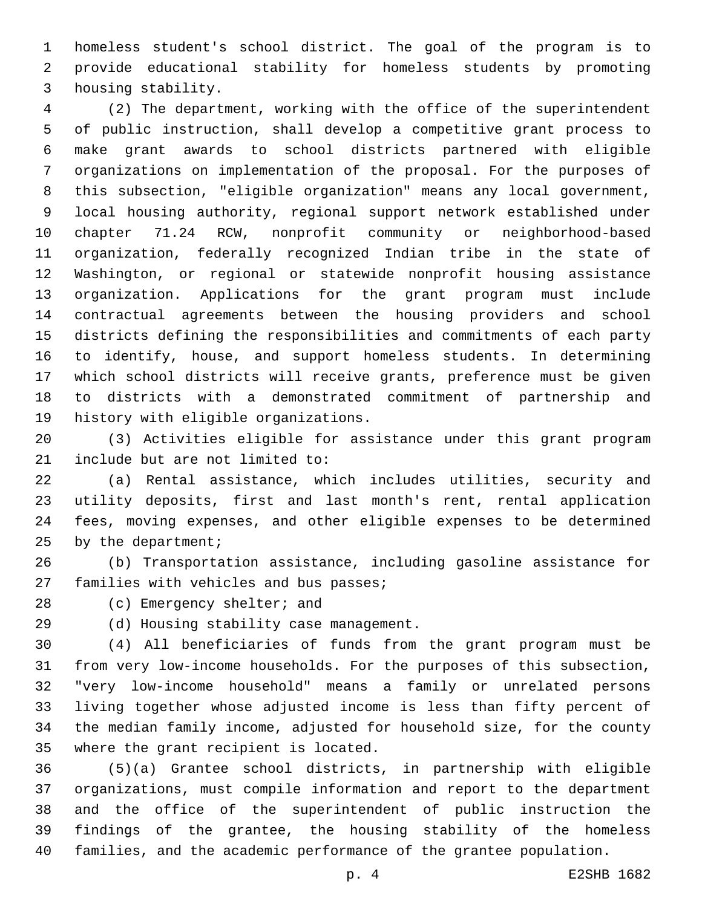homeless student's school district. The goal of the program is to provide educational stability for homeless students by promoting housing stability.

(2) The department, working with the office of the superintendent of public instruction, shall develop a competitive grant process to make grant awards to school districts partnered with eligible organizations on implementation of the proposal. For the purposes of this subsection, "eligible organization" means any local government, local housing authority, regional support network established under chapter 71.24 RCW, nonprofit community or neighborhood-based organization, federally recognized Indian tribe in the state of Washington, or regional or statewide nonprofit housing assistance organization. Applications for the grant program must include contractual agreements between the housing providers and school districts defining the responsibilities and commitments of each party to identify, house, and support homeless students. In determining which school districts will receive grants, preference must be given to districts with a demonstrated commitment of partnership and history with eligible organizations.

(3) Activities eligible for assistance under this grant program include but are not limited to:

(a) Rental assistance, which includes utilities, security and utility deposits, first and last month's rent, rental application fees, moving expenses, and other eligible expenses to be determined by the department;

(b) Transportation assistance, including gasoline assistance for families with vehicles and bus passes;

(c) Emergency shelter; and

(d) Housing stability case management.

(4) All beneficiaries of funds from the grant program must be from very low-income households. For the purposes of this subsection, "very low-income household" means a family or unrelated persons living together whose adjusted income is less than fifty percent of the median family income, adjusted for household size, for the county where the grant recipient is located.

(5)(a) Grantee school districts, in partnership with eligible organizations, must compile information and report to the department and the office of the superintendent of public instruction the findings of the grantee, the housing stability of the homeless families, and the academic performance of the grantee population.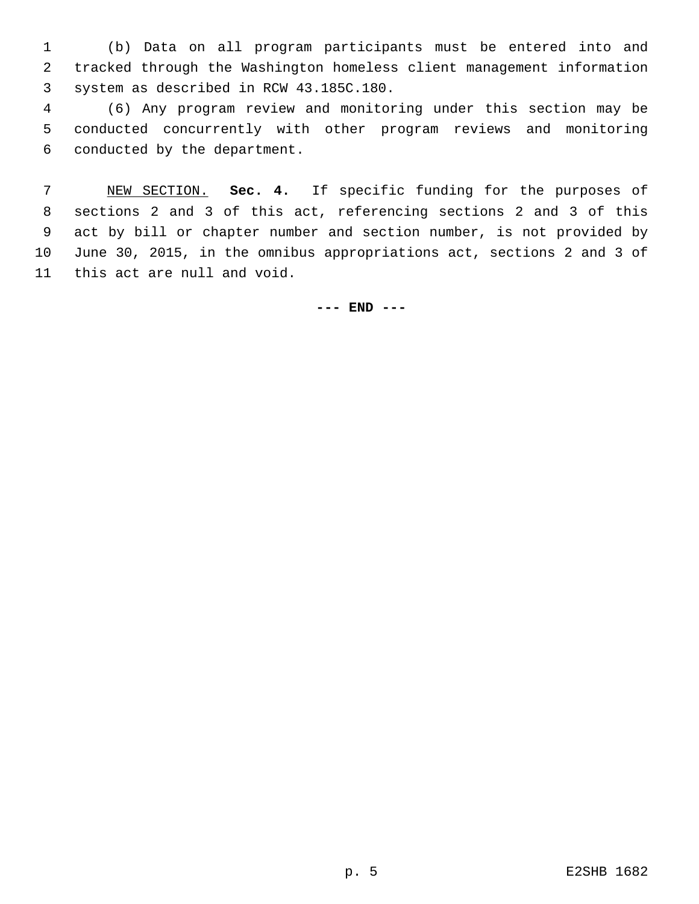(b) Data on all program participants must be entered into and tracked through the Washington homeless client management information system as described in RCW 43.185C.180.

(6) Any program review and monitoring under this section may be conducted concurrently with other program reviews and monitoring conducted by the department.

NEW SECTION. **Sec. 4.** If specific funding for the purposes of sections 2 and 3 of this act, referencing sections 2 and 3 of this act by bill or chapter number and section number, is not provided by June 30, 2015, in the omnibus appropriations act, sections 2 and 3 of this act are null and void.

**--- END ---**